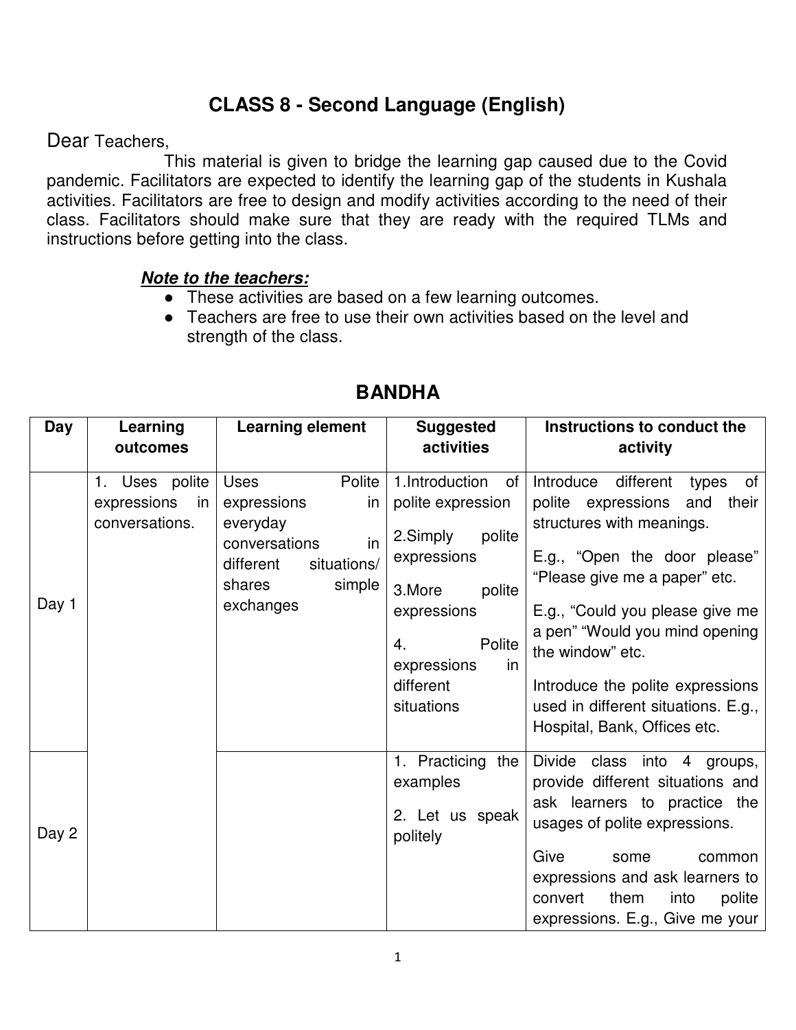# CLASS 8 - Second Language (English)

Dear Teachers,

This material is given to bridge the learning gap caused due to the Covid pandemic. Facilitators are expected to identify the learning gap of the students in Kushala activities. Facilitators are free to design and modify activities according to the need of their class. Facilitators should make sure that they are ready with the required TLMs and instructions before getting into the class.

***Note to the teachers:***

- These activities are based on a few learning outcomes.
- Teachers are free to use their own activities based on the level and strength of the class.

## BANDHA

| Day | Learning outcomes | Learning element | Suggested activities | Instructions to conduct the activity |
|---|---|---|---|---|
| Day 1 | 1. Uses polite expressions in conversations. | Uses Polite expressions in everyday conversations in different situations/ shares simple exchanges | 1.Introduction of polite expression<br>2.Simply polite expressions<br>3.More polite expressions<br>4. Polite expressions in different situations | Introduce different types of polite expressions and their structures with meanings.<br>E.g., "Open the door please" "Please give me a paper" etc.<br>E.g., "Could you please give me a pen" "Would you mind opening the window" etc.<br>Introduce the polite expressions used in different situations. E.g., Hospital, Bank, Offices etc. |
| Day 2 | | | 1. Practicing the examples<br>2. Let us speak politely | Divide class into 4 groups, provide different situations and ask learners to practice the usages of polite expressions.<br>Give some common expressions and ask learners to convert them into polite expressions. E.g., Give me your |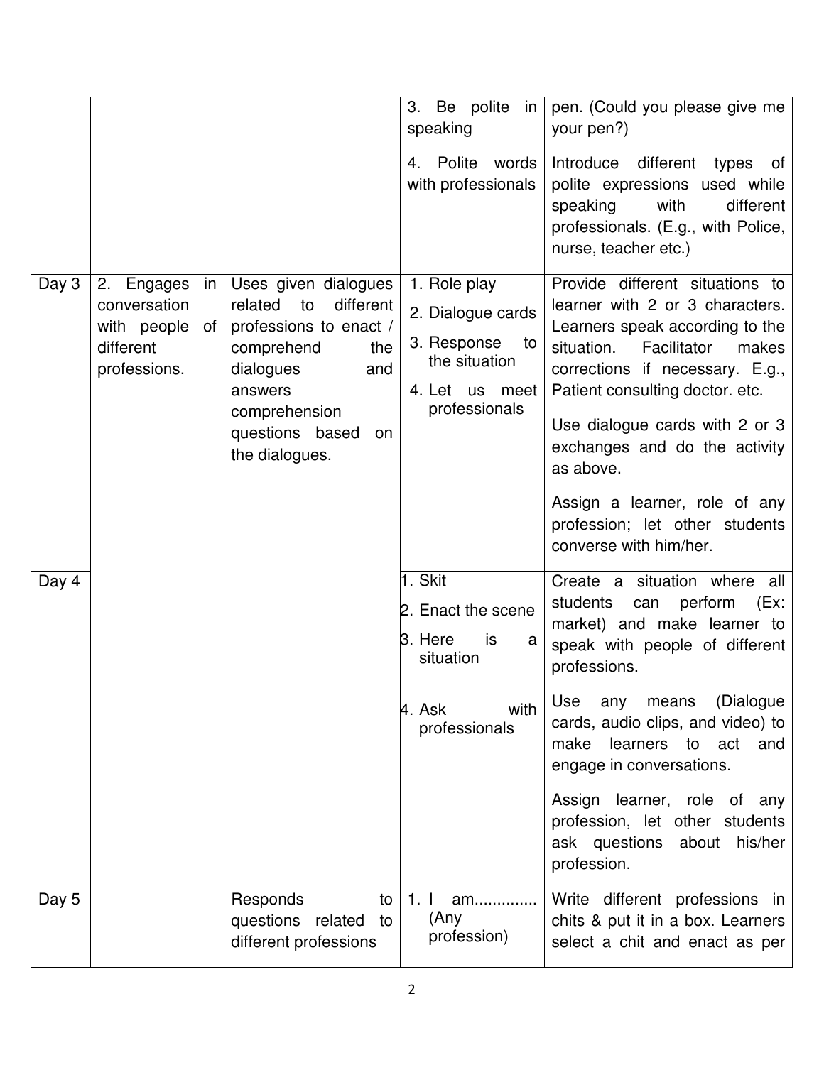| | | | | |
|---|---|---|---|---|
| | | | 3. Be polite in speaking<br><br>4. Polite words with professionals | pen. (Could you please give me your pen?)<br><br>Introduce different types of polite expressions used while speaking with different professionals. (E.g., with Police, nurse, teacher etc.) |
| Day 3 | 2. Engages in conversation with people of different professions. | Uses given dialogues related to different professions to enact / comprehend the dialogues and answers comprehension questions based on the dialogues. | 1. Role play<br>2. Dialogue cards<br>3. Response to the situation<br>4. Let us meet professionals | Provide different situations to learner with 2 or 3 characters. Learners speak according to the situation. Facilitator makes corrections if necessary. E.g., Patient consulting doctor. etc.<br><br>Use dialogue cards with 2 or 3 exchanges and do the activity as above.<br><br>Assign a learner, role of any profession; let other students converse with him/her. |
| Day 4 | | | 1. Skit<br>2. Enact the scene<br>3. Here is a situation<br><br>4. Ask with professionals | Create a situation where all students can perform (Ex: market) and make learner to speak with people of different professions.<br><br>Use any means (Dialogue cards, audio clips, and video) to make learners to act and engage in conversations.<br><br>Assign learner, role of any profession, let other students ask questions about his/her profession. |
| Day 5 | | Responds to questions related to different professions | 1. I am............. (Any profession) | Write different professions in chits & put it in a box. Learners select a chit and enact as per |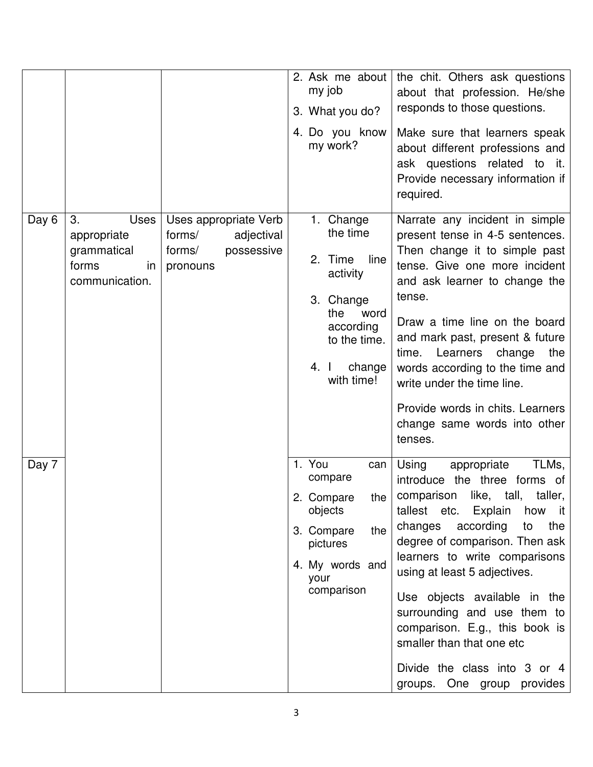| | | | | |
|---|---|---|---|---|
| | | | 2. Ask me about my job<br>3. What you do?<br>4. Do you know my work? | the chit. Others ask questions about that profession. He/she responds to those questions.<br><br>Make sure that learners speak about different professions and ask questions related to it. Provide necessary information if required. |
| Day 6 | 3. Uses appropriate grammatical forms in communication. | Uses appropriate Verb forms/ adjectival forms/ possessive pronouns | 1. Change the time<br>2. Time line activity<br>3. Change the word according to the time.<br>4. I change with time! | Narrate any incident in simple present tense in 4-5 sentences. Then change it to simple past tense. Give one more incident and ask learner to change the tense.<br><br>Draw a time line on the board and mark past, present & future time. Learners change the words according to the time and write under the time line.<br><br>Provide words in chits. Learners change same words into other tenses. |
| Day 7 | | | 1. You can compare<br>2. Compare the objects<br>3. Compare the pictures<br>4. My words and your comparison | Using appropriate TLMs, introduce the three forms of comparison like, tall, taller, tallest etc. Explain how it changes according to the degree of comparison. Then ask learners to write comparisons using at least 5 adjectives.<br><br>Use objects available in the surrounding and use them to comparison. E.g., this book is smaller than that one etc<br><br>Divide the class into 3 or 4 groups. One group provides |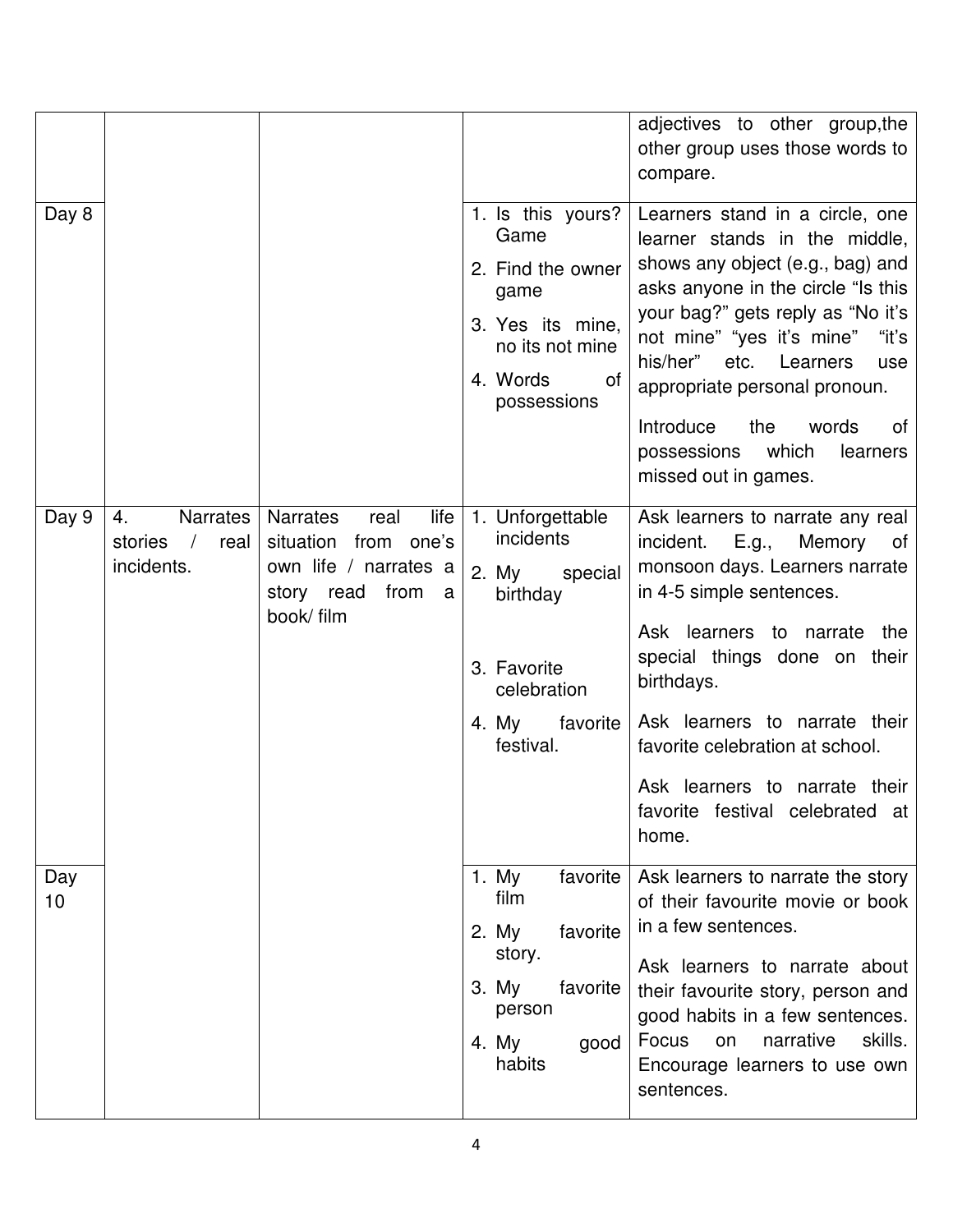| | | | | |
|---|---|---|---|---|
| | | | | adjectives to other group,the other group uses those words to compare. |
| Day 8 | | | 1. Is this yours? Game<br>2. Find the owner game<br>3. Yes its mine, no its not mine<br>4. Words of possessions | Learners stand in a circle, one learner stands in the middle, shows any object (e.g., bag) and asks anyone in the circle "Is this your bag?" gets reply as "No it's not mine" "yes it's mine" "it's his/her" etc. Learners use appropriate personal pronoun.<br>Introduce the words of possessions which learners missed out in games. |
| Day 9 | 4. Narrates stories / real incidents. | Narrates real life situation from one's own life / narrates a story read from a book/ film | 1. Unforgettable incidents<br>2. My special birthday<br>3. Favorite celebration<br>4. My favorite festival. | Ask learners to narrate any real incident. E.g., Memory of monsoon days. Learners narrate in 4-5 simple sentences.<br>Ask learners to narrate the special things done on their birthdays.<br>Ask learners to narrate their favorite celebration at school.<br>Ask learners to narrate their favorite festival celebrated at home. |
| Day 10 | | | 1. My favorite film<br>2. My favorite story.<br>3. My favorite person<br>4. My good habits | Ask learners to narrate the story of their favourite movie or book in a few sentences.<br>Ask learners to narrate about their favourite story, person and good habits in a few sentences. Focus on narrative skills. Encourage learners to use own sentences. |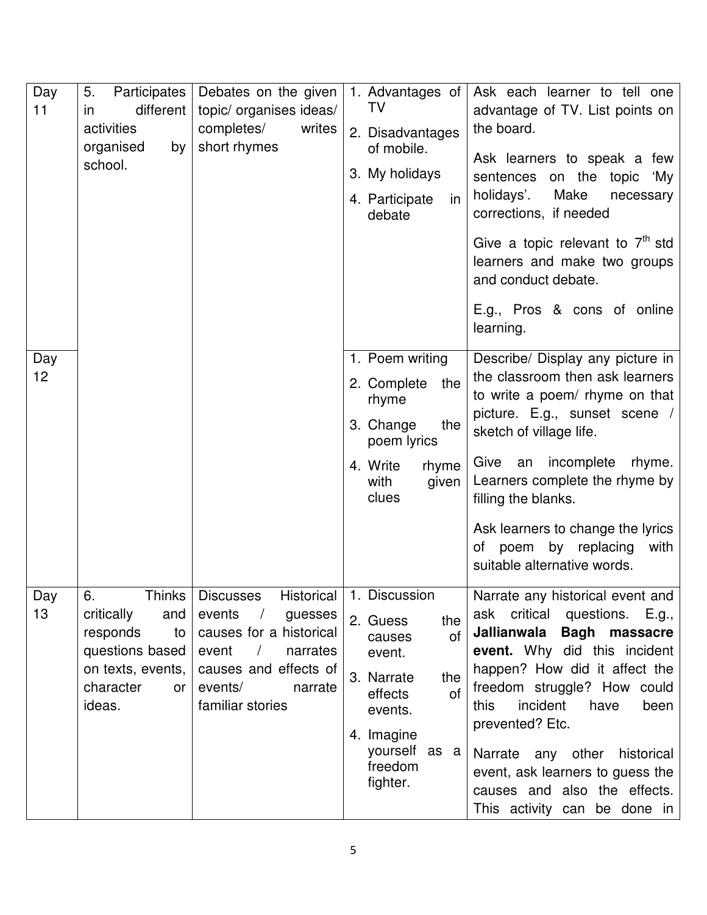| Day 11 | 5. Participates in different activities organised by school. | Debates on the given topic/ organises ideas/ completes/ writes short rhymes | 1. Advantages of TV<br>2. Disadvantages of mobile.<br>3. My holidays<br>4. Participate in debate | Ask each learner to tell one advantage of TV. List points on the board.<br><br>Ask learners to speak a few sentences on the topic 'My holidays'. Make necessary corrections, if needed<br><br>Give a topic relevant to 7th std learners and make two groups and conduct debate.<br><br>E.g., Pros & cons of online learning. |
|---|---|---|---|---|
| Day 12 | | | 1. Poem writing<br>2. Complete the rhyme<br>3. Change the poem lyrics<br>4. Write rhyme with given clues | Describe/ Display any picture in the classroom then ask learners to write a poem/ rhyme on that picture. E.g., sunset scene / sketch of village life.<br><br>Give an incomplete rhyme. Learners complete the rhyme by filling the blanks.<br><br>Ask learners to change the lyrics of poem by replacing with suitable alternative words. |
| Day 13 | 6. Thinks critically and responds to questions based on texts, events, character or ideas. | Discusses Historical events / guesses causes for a historical event / narrates causes and effects of events/ narrate familiar stories | 1. Discussion<br>2. Guess the causes of event.<br>3. Narrate the effects of events.<br>4. Imagine yourself as a freedom fighter. | Narrate any historical event and ask critical questions. E.g., **Jallianwala Bagh massacre event.** Why did this incident happen? How did it affect the freedom struggle? How could this incident have been prevented? Etc.<br><br>Narrate any other historical event, ask learners to guess the causes and also the effects. This activity can be done in |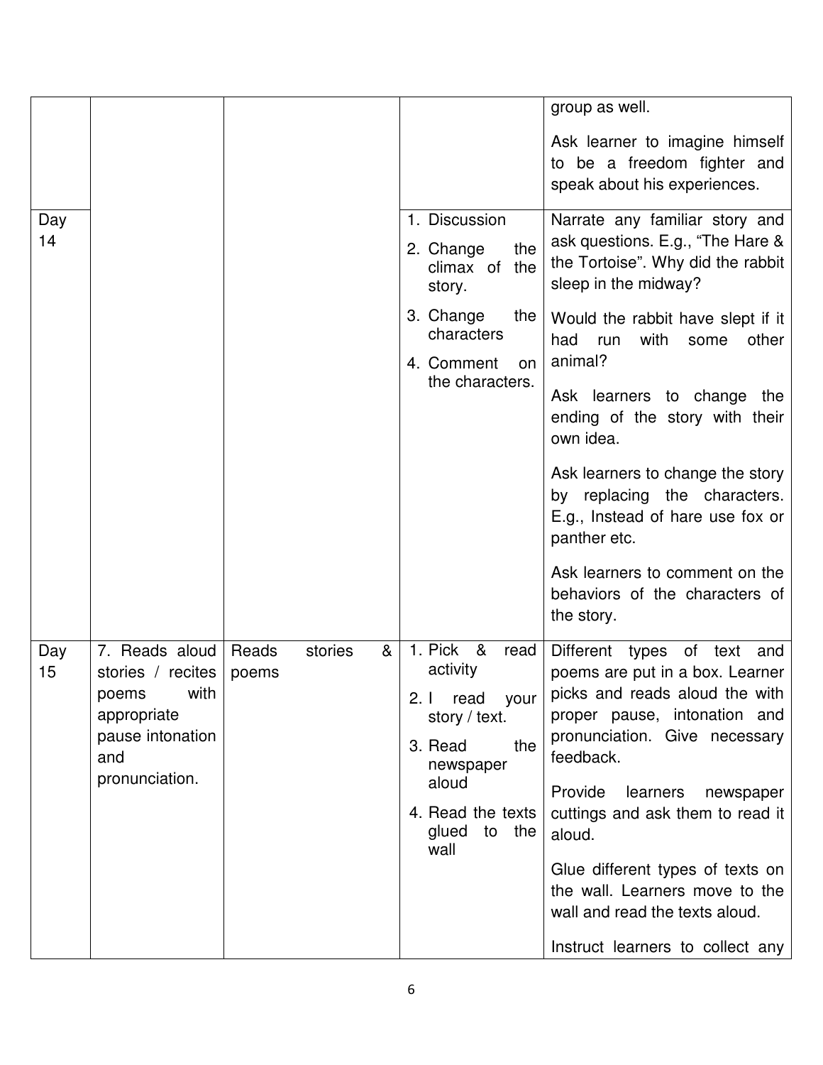| | | | | |
|---|---|---|---|---|
| | | | | group as well.<br><br>Ask learner to imagine himself to be a freedom fighter and speak about his experiences. |
| Day 14 | | | 1. Discussion<br>2. Change the climax of the story.<br>3. Change the characters<br>4. Comment on the characters. | Narrate any familiar story and ask questions. E.g., "The Hare & the Tortoise". Why did the rabbit sleep in the midway?<br><br>Would the rabbit have slept if it had run with some other animal?<br><br>Ask learners to change the ending of the story with their own idea.<br><br>Ask learners to change the story by replacing the characters. E.g., Instead of hare use fox or panther etc.<br><br>Ask learners to comment on the behaviors of the characters of the story. |
| Day 15 | 7. Reads aloud stories / recites poems with appropriate pause intonation and pronunciation. | Reads stories & poems | 1. Pick & read activity<br>2. I read your story / text.<br>3. Read the newspaper aloud<br>4. Read the texts glued to the wall | Different types of text and poems are put in a box. Learner picks and reads aloud the with proper pause, intonation and pronunciation. Give necessary feedback.<br><br>Provide learners newspaper cuttings and ask them to read it aloud.<br><br>Glue different types of texts on the wall. Learners move to the wall and read the texts aloud.<br><br>Instruct learners to collect any |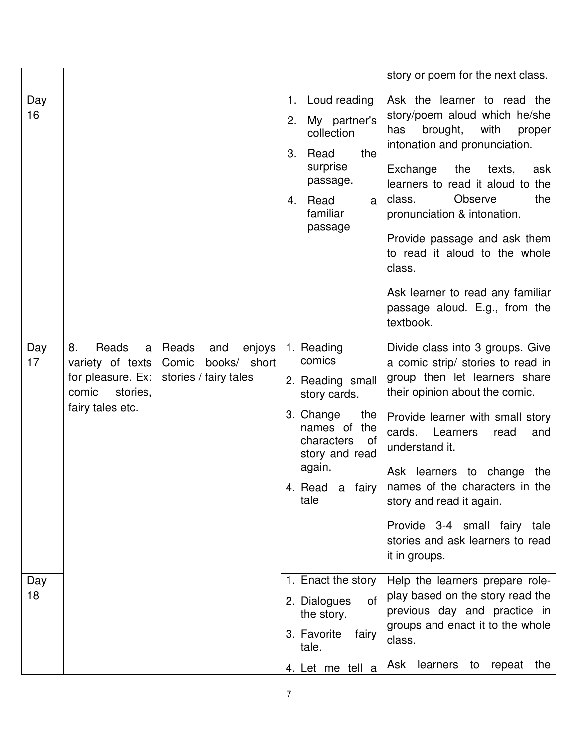| | | | | |
|---|---|---|---|---|
| | | | | story or poem for the next class. |
| Day 16 | | | 1. Loud reading<br>2. My partner's collection<br>3. Read the surprise passage.<br>4. Read a familiar passage | Ask the learner to read the story/poem aloud which he/she has brought, with proper intonation and pronunciation.<br><br>Exchange the texts, ask learners to read it aloud to the class. Observe the pronunciation & intonation.<br><br>Provide passage and ask them to read it aloud to the whole class.<br><br>Ask learner to read any familiar passage aloud. E.g., from the textbook. |
| Day 17 | 8. Reads a variety of texts for pleasure. Ex: comic stories, fairy tales etc. | Reads and enjoys Comic books/ short stories / fairy tales | 1. Reading comics<br>2. Reading small story cards.<br>3. Change the names of the characters of story and read again.<br>4. Read a fairy tale | Divide class into 3 groups. Give a comic strip/ stories to read in group then let learners share their opinion about the comic.<br><br>Provide learner with small story cards. Learners read and understand it.<br><br>Ask learners to change the names of the characters in the story and read it again.<br><br>Provide 3-4 small fairy tale stories and ask learners to read it in groups. |
| Day 18 | | | 1. Enact the story<br>2. Dialogues of the story.<br>3. Favorite fairy tale.<br>4. Let me tell a | Help the learners prepare role-play based on the story read the previous day and practice in groups and enact it to the whole class.<br><br>Ask learners to repeat the |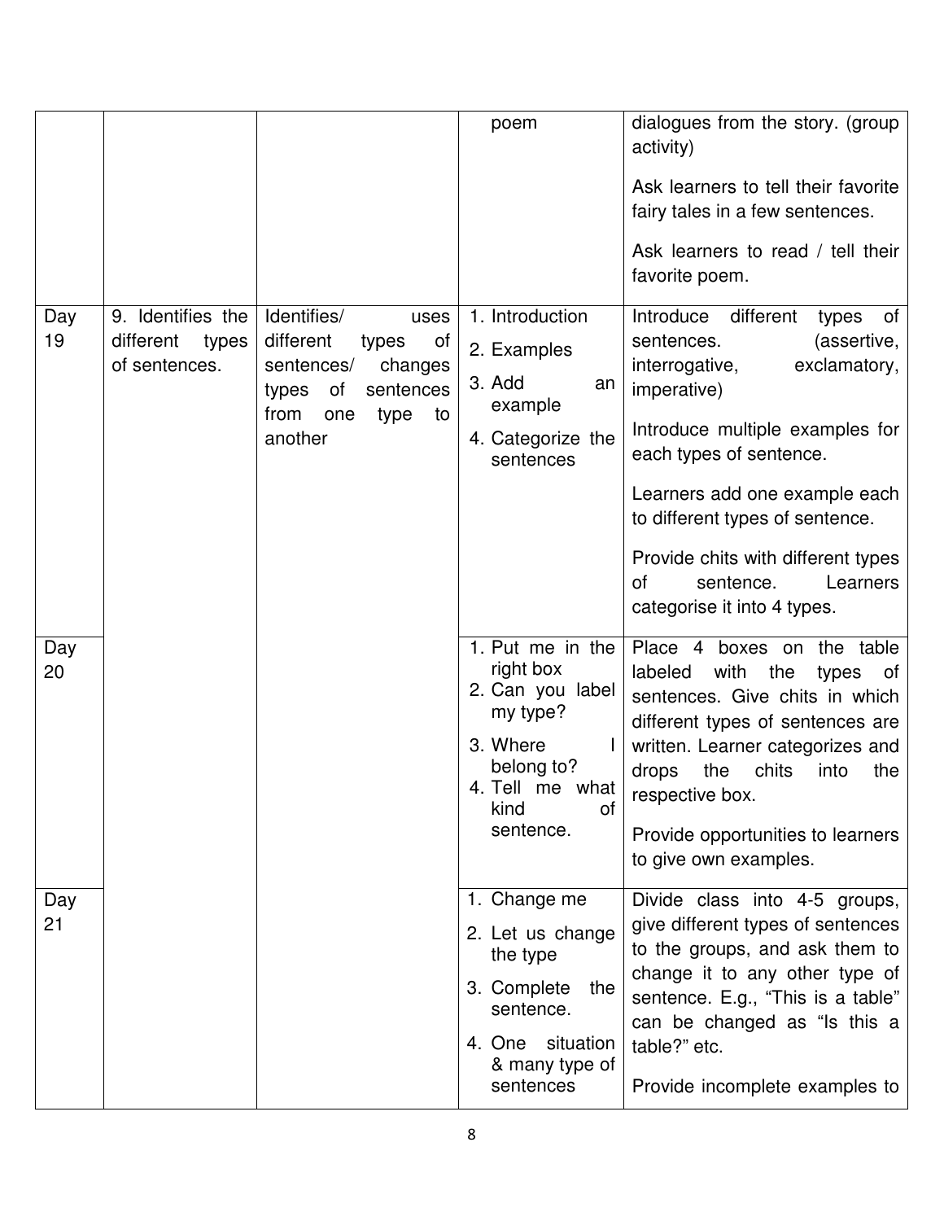| | | | | |
|---|---|---|---|---|
| | | | poem | dialogues from the story. (group activity)<br><br>Ask learners to tell their favorite fairy tales in a few sentences.<br><br>Ask learners to read / tell their favorite poem. |
| Day 19 | 9. Identifies the different types of sentences. | Identifies/ uses different types of sentences/ changes types of sentences from one type to another | 1. Introduction<br>2. Examples<br>3. Add an example<br>4. Categorize the sentences | Introduce different types of sentences. (assertive, interrogative, exclamatory, imperative)<br><br>Introduce multiple examples for each types of sentence.<br><br>Learners add one example each to different types of sentence.<br><br>Provide chits with different types of sentence. Learners categorise it into 4 types. |
| Day 20 | | | 1. Put me in the right box<br>2. Can you label my type?<br>3. Where I belong to?<br>4. Tell me what kind of sentence. | Place 4 boxes on the table labeled with the types of sentences. Give chits in which different types of sentences are written. Learner categorizes and drops the chits into the respective box.<br><br>Provide opportunities to learners to give own examples. |
| Day 21 | | | 1. Change me<br>2. Let us change the type<br>3. Complete the sentence.<br>4. One situation & many type of sentences | Divide class into 4-5 groups, give different types of sentences to the groups, and ask them to change it to any other type of sentence. E.g., "This is a table" can be changed as "Is this a table?" etc.<br><br>Provide incomplete examples to |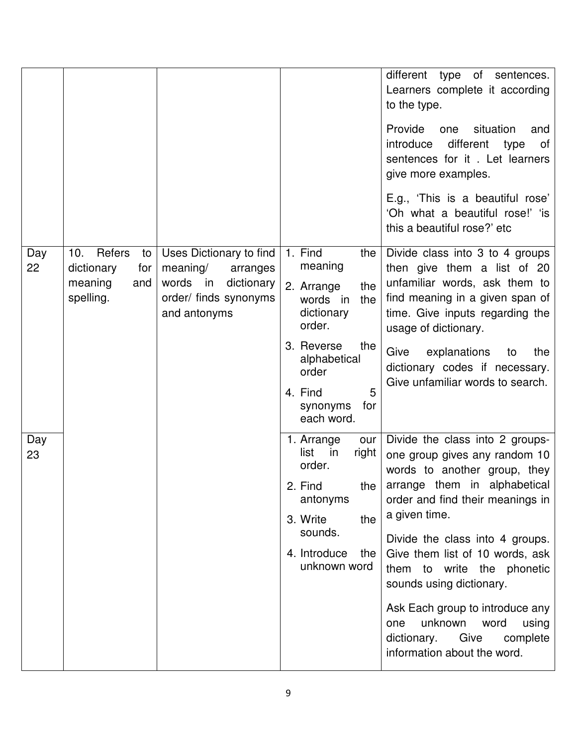| | | | | |
|---|---|---|---|---|
| | | | | different type of sentences. Learners complete it according to the type.<br><br>Provide one situation and introduce different type of sentences for it . Let learners give more examples.<br><br>E.g., 'This is a beautiful rose' 'Oh what a beautiful rose!' 'is this a beautiful rose?' etc |
| Day 22 | 10. Refers to dictionary for meaning and spelling. | Uses Dictionary to find meaning/ arranges words in dictionary order/ finds synonyms and antonyms | 1. Find the meaning<br>2. Arrange the words in the dictionary order.<br>3. Reverse the alphabetical order<br>4. Find 5 synonyms for each word. | Divide class into 3 to 4 groups then give them a list of 20 unfamiliar words, ask them to find meaning in a given span of time. Give inputs regarding the usage of dictionary.<br><br>Give explanations to the dictionary codes if necessary. Give unfamiliar words to search. |
| Day 23 | | | 1. Arrange our list in right order.<br>2. Find the antonyms<br>3. Write the sounds.<br>4. Introduce the unknown word | Divide the class into 2 groups- one group gives any random 10 words to another group, they arrange them in alphabetical order and find their meanings in a given time.<br><br>Divide the class into 4 groups. Give them list of 10 words, ask them to write the phonetic sounds using dictionary.<br><br>Ask Each group to introduce any one unknown word using dictionary. Give complete information about the word. |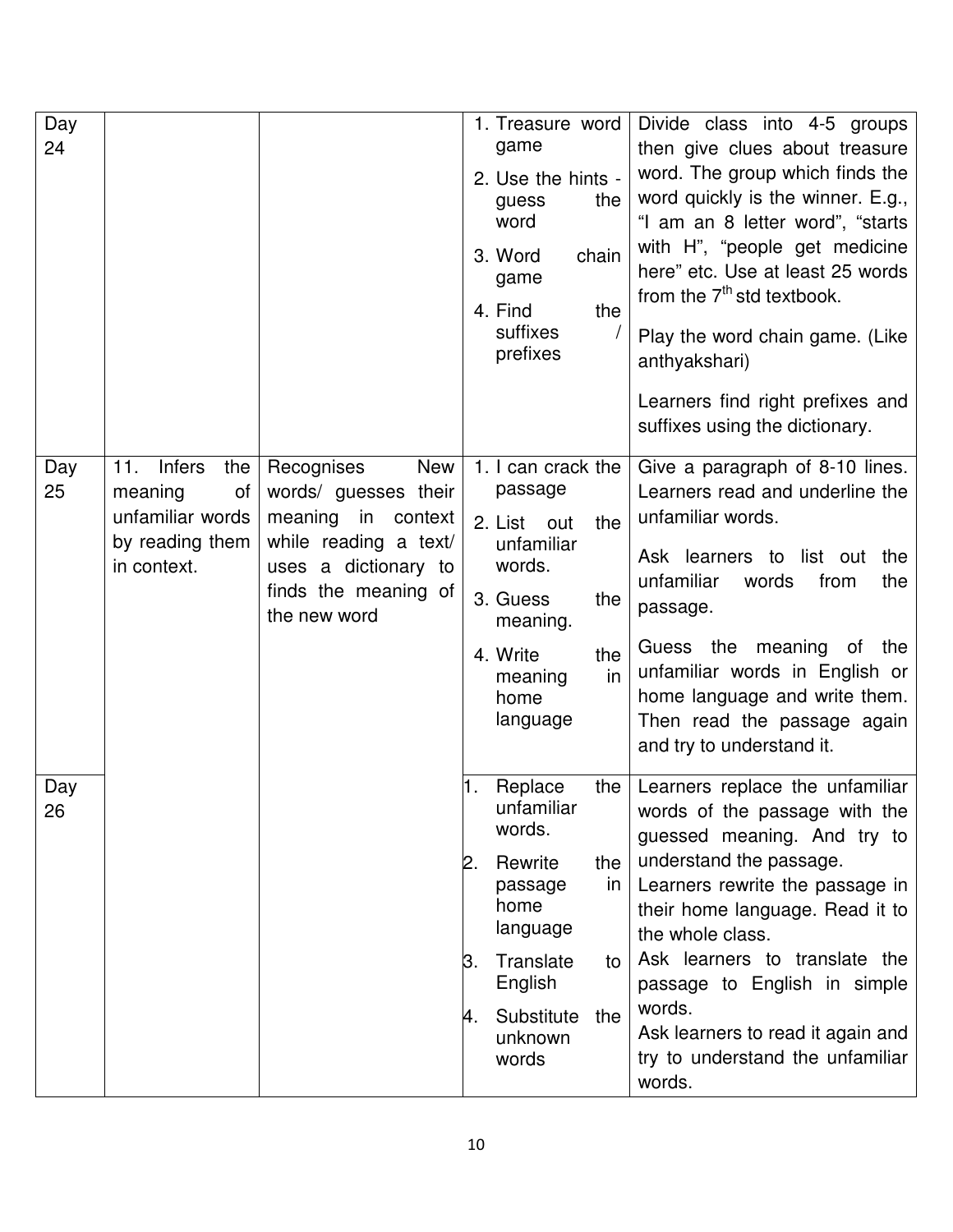| Day 24 | | | 1. Treasure word game<br>2. Use the hints - guess the word<br>3. Word chain game<br>4. Find the suffixes / prefixes | Divide class into 4-5 groups then give clues about treasure word. The group which finds the word quickly is the winner. E.g., "I am an 8 letter word", "starts with H", "people get medicine here" etc. Use at least 25 words from the 7th std textbook.<br>Play the word chain game. (Like anthyakshari)<br>Learners find right prefixes and suffixes using the dictionary. |
|---|---|---|---|---|
| Day 25 | 11. Infers the meaning of unfamiliar words by reading them in context. | Recognises New words/ guesses their meaning in context while reading a text/ uses a dictionary to finds the meaning of the new word | 1. I can crack the passage<br>2. List out the unfamiliar words.<br>3. Guess the meaning.<br>4. Write the meaning in home language | Give a paragraph of 8-10 lines. Learners read and underline the unfamiliar words.<br>Ask learners to list out the unfamiliar words from the passage.<br>Guess the meaning of the unfamiliar words in English or home language and write them. Then read the passage again and try to understand it. |
| Day 26 | | | 1. Replace the unfamiliar words.<br>2. Rewrite the passage in home language<br>3. Translate to English<br>4. Substitute the unknown words | Learners replace the unfamiliar words of the passage with the guessed meaning. And try to understand the passage.<br>Learners rewrite the passage in their home language. Read it to the whole class.<br>Ask learners to translate the passage to English in simple words.<br>Ask learners to read it again and try to understand the unfamiliar words. |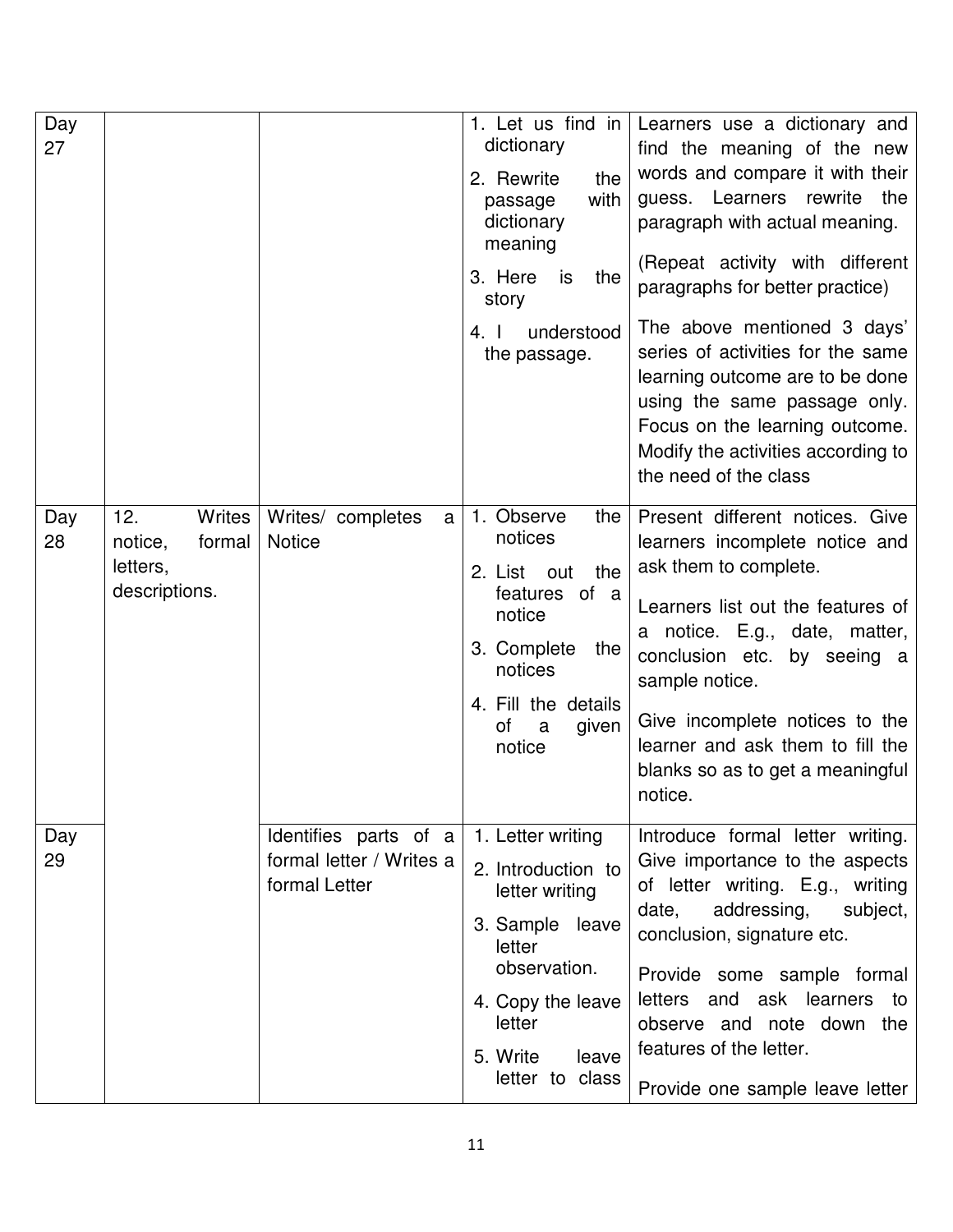| | | | | |
|---|---|---|---|---|
| Day 27 | | | 1. Let us find in dictionary<br>2. Rewrite the passage with dictionary meaning<br>3. Here is the story<br>4. I understood the passage. | Learners use a dictionary and find the meaning of the new words and compare it with their guess. Learners rewrite the paragraph with actual meaning.<br><br>(Repeat activity with different paragraphs for better practice)<br><br>The above mentioned 3 days' series of activities for the same learning outcome are to be done using the same passage only. Focus on the learning outcome. Modify the activities according to the need of the class |
| Day 28 | 12. Writes notice, formal letters, descriptions. | Writes/ completes a Notice | 1. Observe the notices<br>2. List out the features of a notice<br>3. Complete the notices<br>4. Fill the details of a given notice | Present different notices. Give learners incomplete notice and ask them to complete.<br><br>Learners list out the features of a notice. E.g., date, matter, conclusion etc. by seeing a sample notice.<br><br>Give incomplete notices to the learner and ask them to fill the blanks so as to get a meaningful notice. |
| Day 29 | | Identifies parts of a formal letter / Writes a formal Letter | 1. Letter writing<br>2. Introduction to letter writing<br>3. Sample leave letter observation.<br>4. Copy the leave letter<br>5. Write leave letter to class | Introduce formal letter writing. Give importance to the aspects of letter writing. E.g., writing date, addressing, subject, conclusion, signature etc.<br><br>Provide some sample formal letters and ask learners to observe and note down the features of the letter.<br><br>Provide one sample leave letter |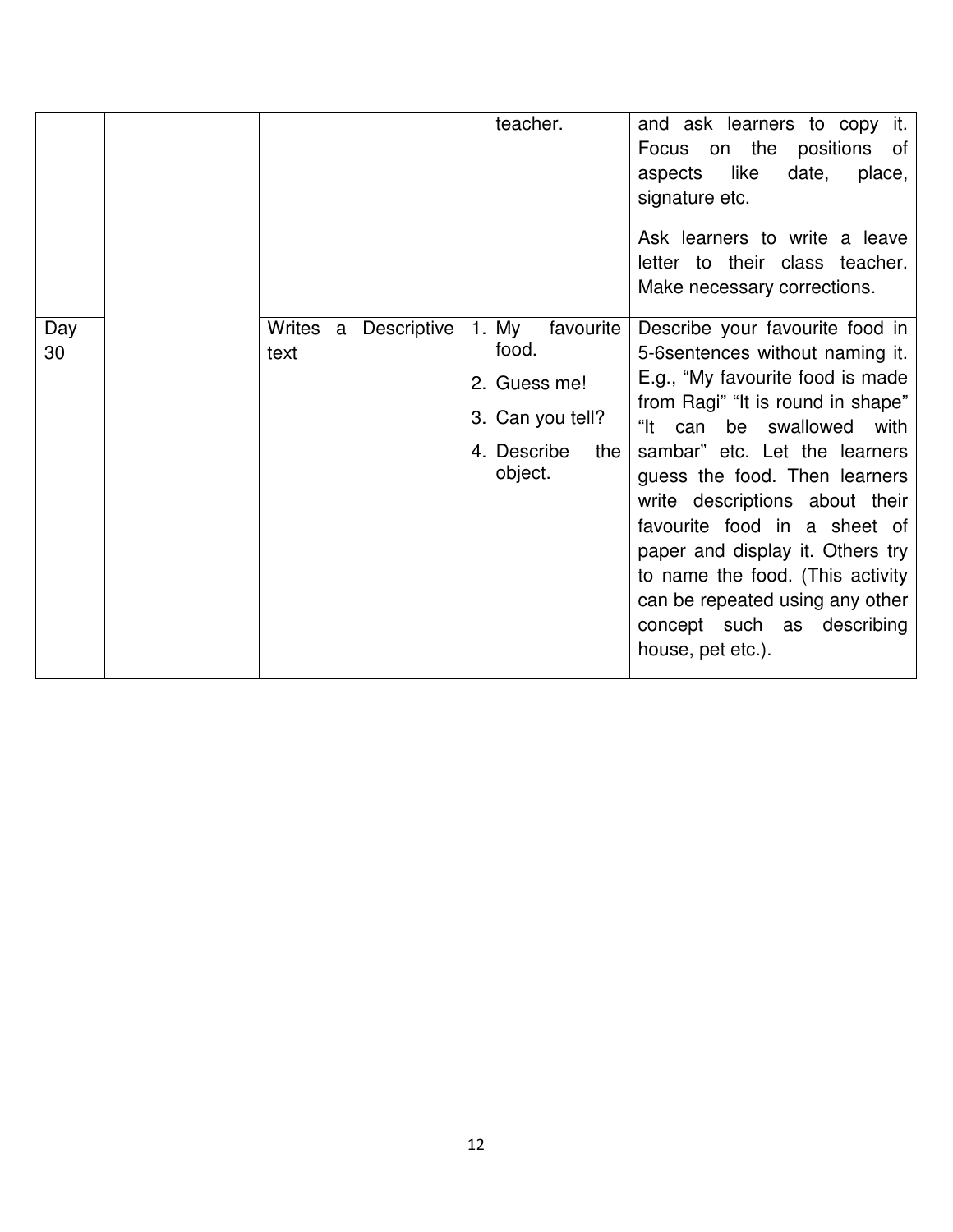| | | | | |
|---|---|---|---|---|
| | | | teacher. | and ask learners to copy it. Focus on the positions of aspects like date, place, signature etc.<br><br>Ask learners to write a leave letter to their class teacher. Make necessary corrections. |
| Day 30 | | Writes a Descriptive text | 1. My favourite food.<br>2. Guess me!<br>3. Can you tell?<br>4. Describe the object. | Describe your favourite food in 5-6sentences without naming it. E.g., “My favourite food is made from Ragi” “It is round in shape” “It can be swallowed with sambar” etc. Let the learners guess the food. Then learners write descriptions about their favourite food in a sheet of paper and display it. Others try to name the food. (This activity can be repeated using any other concept such as describing house, pet etc.). |